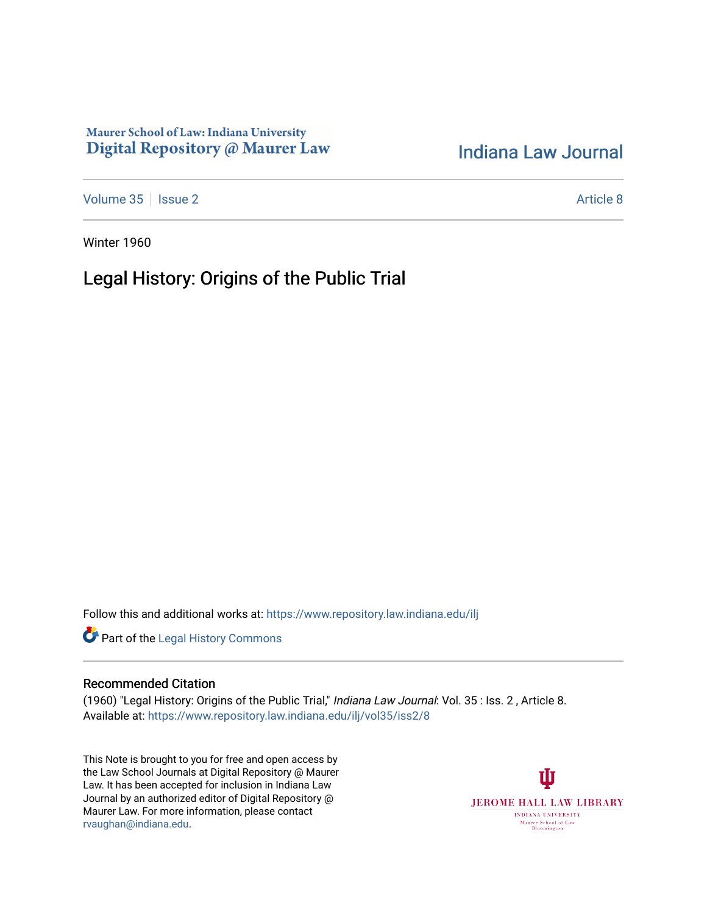Maurer School of Law: Indiana University
Digital Repository @ Maurer Law

Indiana Law Journal

Volume 35 | Issue 2 | Article 8

Winter 1960

# Legal History: Origins of the Public Trial

Follow this and additional works at: https://www.repository.law.indiana.edu/ilj

Part of the Legal History Commons

## Recommended Citation

(1960) "Legal History: Origins of the Public Trial," *Indiana Law Journal*: Vol. 35 : Iss. 2 , Article 8.
Available at: https://www.repository.law.indiana.edu/ilj/vol35/iss2/8

This Note is brought to you for free and open access by the Law School Journals at Digital Repository @ Maurer Law. It has been accepted for inclusion in Indiana Law Journal by an authorized editor of Digital Repository @ Maurer Law. For more information, please contact rvaughan@indiana.edu.

JEROME HALL LAW LIBRARY
INDIANA UNIVERSITY
Maurer School of Law
Bloomington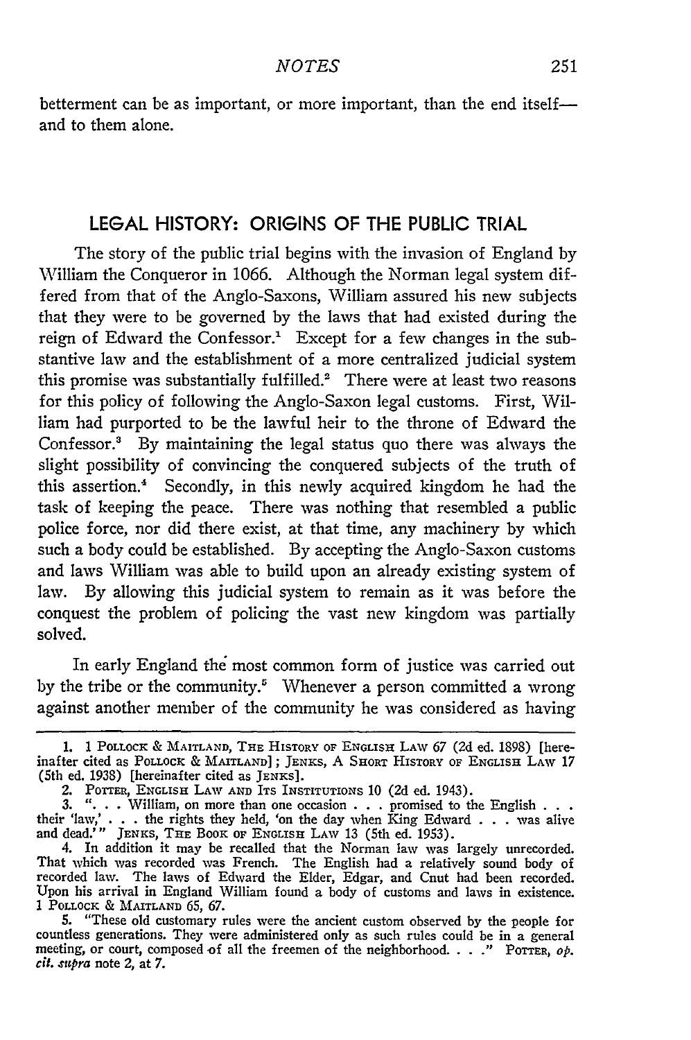betterment can be as important, or more important, than the end itself—and to them alone.

## LEGAL HISTORY: ORIGINS OF THE PUBLIC TRIAL

The story of the public trial begins with the invasion of England by William the Conqueror in 1066. Although the Norman legal system differed from that of the Anglo-Saxons, William assured his new subjects that they were to be governed by the laws that had existed during the reign of Edward the Confessor.[1] Except for a few changes in the substantive law and the establishment of a more centralized judicial system this promise was substantially fulfilled.[2] There were at least two reasons for this policy of following the Anglo-Saxon legal customs. First, William had purported to be the lawful heir to the throne of Edward the Confessor.[3] By maintaining the legal status quo there was always the slight possibility of convincing the conquered subjects of the truth of this assertion.[4] Secondly, in this newly acquired kingdom he had the task of keeping the peace. There was nothing that resembled a public police force, nor did there exist, at that time, any machinery by which such a body could be established. By accepting the Anglo-Saxon customs and laws William was able to build upon an already existing system of law. By allowing this judicial system to remain as it was before the conquest the problem of policing the vast new kingdom was partially solved.

In early England the most common form of justice was carried out by the tribe or the community.[5] Whenever a person committed a wrong against another member of the community he was considered as having

---

1. 1 POLLOCK & MAITLAND, THE HISTORY OF ENGLISH LAW 67 (2d ed. 1898) [hereinafter cited as POLLOCK & MAITLAND]; JENKS, A SHORT HISTORY OF ENGLISH LAW 17 (5th ed. 1938) [hereinafter cited as JENKS].

2. POTTER, ENGLISH LAW AND ITS INSTITUTIONS 10 (2d ed. 1943).

3. ". . . William, on more than one occasion . . . promised to the English . . . their 'law,' . . . the rights they held, 'on the day when King Edward . . . was alive and dead.'" JENKS, THE BOOK OF ENGLISH LAW 13 (5th ed. 1953).

4. In addition it may be recalled that the Norman law was largely unrecorded. That which was recorded was French. The English had a relatively sound body of recorded law. The laws of Edward the Elder, Edgar, and Cnut had been recorded. Upon his arrival in England William found a body of customs and laws in existence. 1 POLLOCK & MAITLAND 65, 67.

5. "These old customary rules were the ancient custom observed by the people for countless generations. They were administered only as such rules could be in a general meeting, or court, composed of all the freemen of the neighborhood. . . ." POTTER, *op. cit. supra* note 2, at 7.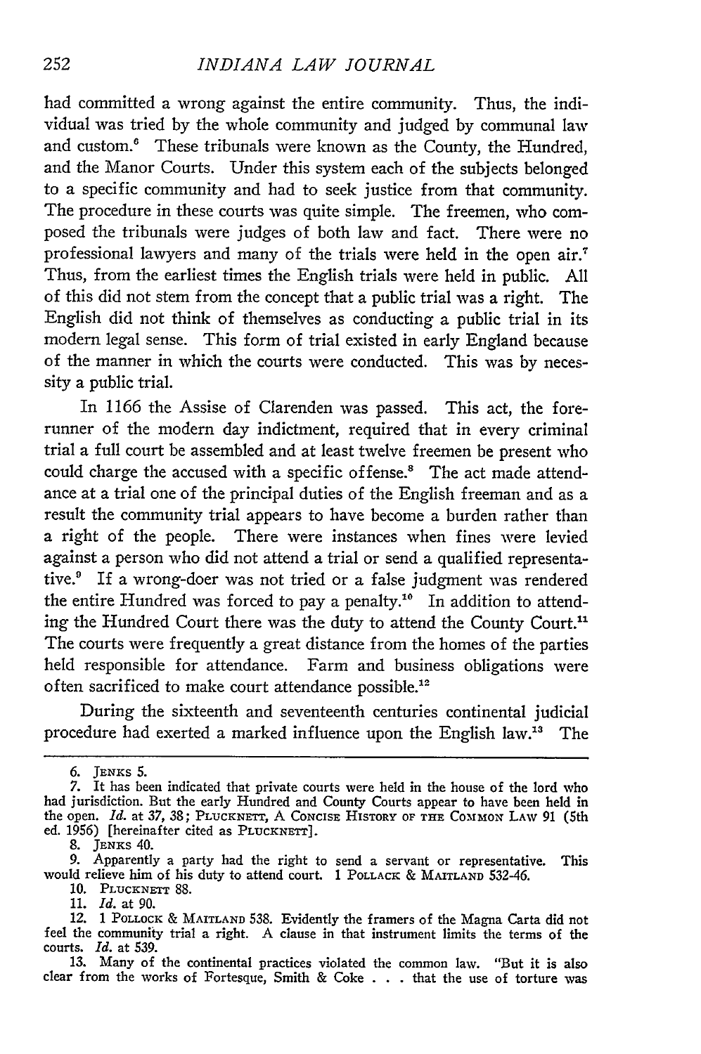had committed a wrong against the entire community. Thus, the individual was tried by the whole community and judged by communal law and custom.[6] These tribunals were known as the County, the Hundred, and the Manor Courts. Under this system each of the subjects belonged to a specific community and had to seek justice from that community. The procedure in these courts was quite simple. The freemen, who composed the tribunals were judges of both law and fact. There were no professional lawyers and many of the trials were held in the open air.[7] Thus, from the earliest times the English trials were held in public. All of this did not stem from the concept that a public trial was a right. The English did not think of themselves as conducting a public trial in its modern legal sense. This form of trial existed in early England because of the manner in which the courts were conducted. This was by necessity a public trial.

In 1166 the Assise of Clarenden was passed. This act, the forerunner of the modern day indictment, required that in every criminal trial a full court be assembled and at least twelve freemen be present who could charge the accused with a specific offense.[8] The act made attendance at a trial one of the principal duties of the English freeman and as a result the community trial appears to have become a burden rather than a right of the people. There were instances when fines were levied against a person who did not attend a trial or send a qualified representative.[9] If a wrong-doer was not tried or a false judgment was rendered the entire Hundred was forced to pay a penalty.[10] In addition to attending the Hundred Court there was the duty to attend the County Court.[11] The courts were frequently a great distance from the homes of the parties held responsible for attendance. Farm and business obligations were often sacrificed to make court attendance possible.[12]

During the sixteenth and seventeenth centuries continental judicial procedure had exerted a marked influence upon the English law.[13] The

---

6. JENKS 5.

7. It has been indicated that private courts were held in the house of the lord who had jurisdiction. But the early Hundred and County Courts appear to have been held in the open. *Id.* at 37, 38; PLUCKNETT, A CONCISE HISTORY OF THE COMMON LAW 91 (5th ed. 1956) [hereinafter cited as PLUCKNETT].

8. JENKS 40.

9. Apparently a party had the right to send a servant or representative. This would relieve him of his duty to attend court. 1 POLLACK & MAITLAND 532-46.

10. PLUCKNETT 88.

11. *Id.* at 90.

12. 1 POLLOCK & MAITLAND 538. Evidently the framers of the Magna Carta did not feel the community trial a right. A clause in that instrument limits the terms of the courts. *Id.* at 539.

13. Many of the continental practices violated the common law. "But it is also clear from the works of Fortesque, Smith & Coke . . . that the use of torture was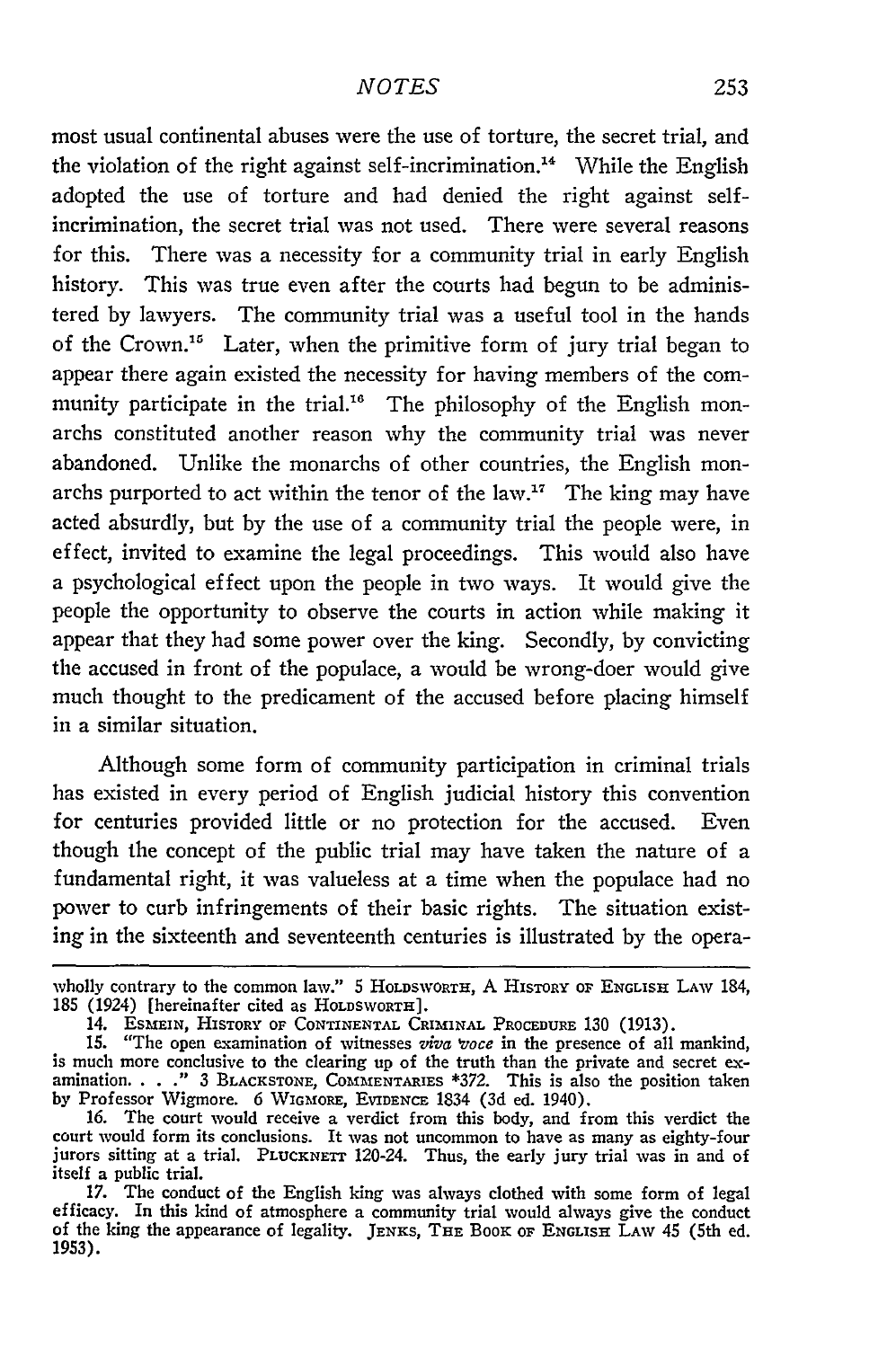most usual continental abuses were the use of torture, the secret trial, and the violation of the right against self-incrimination.[14] While the English adopted the use of torture and had denied the right against self-incrimination, the secret trial was not used. There were several reasons for this. There was a necessity for a community trial in early English history. This was true even after the courts had begun to be administered by lawyers. The community trial was a useful tool in the hands of the Crown.[15] Later, when the primitive form of jury trial began to appear there again existed the necessity for having members of the community participate in the trial.[16] The philosophy of the English monarchs constituted another reason why the community trial was never abandoned. Unlike the monarchs of other countries, the English monarchs purported to act within the tenor of the law.[17] The king may have acted absurdly, but by the use of a community trial the people were, in effect, invited to examine the legal proceedings. This would also have a psychological effect upon the people in two ways. It would give the people the opportunity to observe the courts in action while making it appear that they had some power over the king. Secondly, by convicting the accused in front of the populace, a would be wrong-doer would give much thought to the predicament of the accused before placing himself in a similar situation.

Although some form of community participation in criminal trials has existed in every period of English judicial history this convention for centuries provided little or no protection for the accused. Even though the concept of the public trial may have taken the nature of a fundamental right, it was valueless at a time when the populace had no power to curb infringements of their basic rights. The situation existing in the sixteenth and seventeenth centuries is illustrated by the opera-

---

wholly contrary to the common law." 5 HOLDSWORTH, A HISTORY OF ENGLISH LAW 184, 185 (1924) [hereinafter cited as HOLDSWORTH].

14. ESMEIN, HISTORY OF CONTINENTAL CRIMINAL PROCEDURE 130 (1913).

15. "The open examination of witnesses *viva voce* in the presence of all mankind, is much more conclusive to the clearing up of the truth than the private and secret examination. . . ." 3 BLACKSTONE, COMMENTARIES *372. This is also the position taken by Professor Wigmore. 6 WIGMORE, EVIDENCE 1834 (3d ed. 1940).

16. The court would receive a verdict from this body, and from this verdict the court would form its conclusions. It was not uncommon to have as many as eighty-four jurors sitting at a trial. PLUCKNETT 120-24. Thus, the early jury trial was in and of itself a public trial.

17. The conduct of the English king was always clothed with some form of legal efficacy. In this kind of atmosphere a community trial would always give the conduct of the king the appearance of legality. JENKS, THE BOOK OF ENGLISH LAW 45 (5th ed. 1953).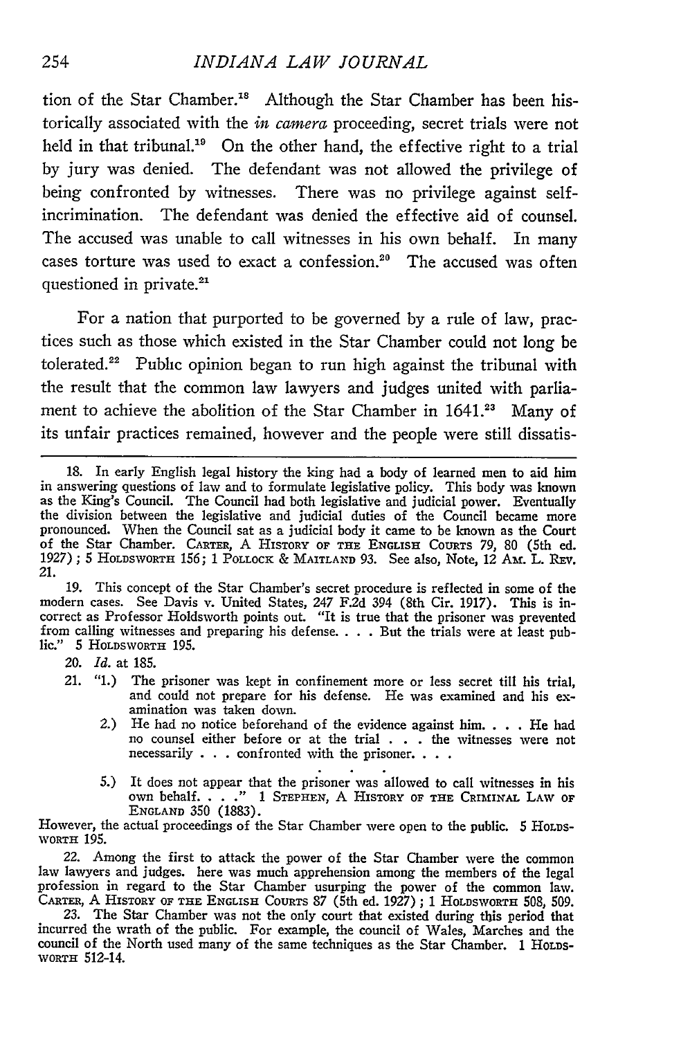tion of the Star Chamber.[18] Although the Star Chamber has been historically associated with the *in camera* proceeding, secret trials were not held in that tribunal.[19] On the other hand, the effective right to a trial by jury was denied. The defendant was not allowed the privilege of being confronted by witnesses. There was no privilege against self-incrimination. The defendant was denied the effective aid of counsel. The accused was unable to call witnesses in his own behalf. In many cases torture was used to exact a confession.[20] The accused was often questioned in private.[21]

For a nation that purported to be governed by a rule of law, practices such as those which existed in the Star Chamber could not long be tolerated.[22] Public opinion began to run high against the tribunal with the result that the common law lawyers and judges united with parliament to achieve the abolition of the Star Chamber in 1641.[23] Many of its unfair practices remained, however and the people were still dissatis-

---

18. In early English legal history the king had a body of learned men to aid him in answering questions of law and to formulate legislative policy. This body was known as the King's Council. The Council had both legislative and judicial power. Eventually the division between the legislative and judicial duties of the Council became more pronounced. When the Council sat as a judicial body it came to be known as the Court of the Star Chamber. CARTER, A HISTORY OF THE ENGLISH COURTS 79, 80 (5th ed. 1927); 5 HOLDSWORTH 156; 1 POLLOCK & MAITLAND 93. See also, Note, 12 AM. L. REV. 21.

19. This concept of the Star Chamber's secret procedure is reflected in some of the modern cases. See Davis v. United States, 247 F.2d 394 (8th Cir. 1917). This is incorrect as Professor Holdsworth points out. "It is true that the prisoner was prevented from calling witnesses and preparing his defense. . . . But the trials were at least public." 5 HOLDSWORTH 195.

20. *Id.* at 185.

21. "1.) The prisoner was kept in confinement more or less secret till his trial, and could not prepare for his defense. He was examined and his examination was taken down.

2.) He had no notice beforehand of the evidence against him. . . . He had no counsel either before or at the trial . . . the witnesses were not necessarily . . . confronted with the prisoner. . . .

. . .

5.) It does not appear that the prisoner was allowed to call witnesses in his own behalf. . . ." 1 STEPHEN, A HISTORY OF THE CRIMINAL LAW OF ENGLAND 350 (1883).

However, the actual proceedings of the Star Chamber were open to the public. 5 HOLDSWORTH 195.

22. Among the first to attack the power of the Star Chamber were the common law lawyers and judges. here was much apprehension among the members of the legal profession in regard to the Star Chamber usurping the power of the common law. CARTER, A HISTORY OF THE ENGLISH COURTS 87 (5th ed. 1927); 1 HOLDSWORTH 508, 509.

23. The Star Chamber was not the only court that existed during this period that incurred the wrath of the public. For example, the council of Wales, Marches and the council of the North used many of the same techniques as the Star Chamber. 1 HOLDSWORTH 512-14.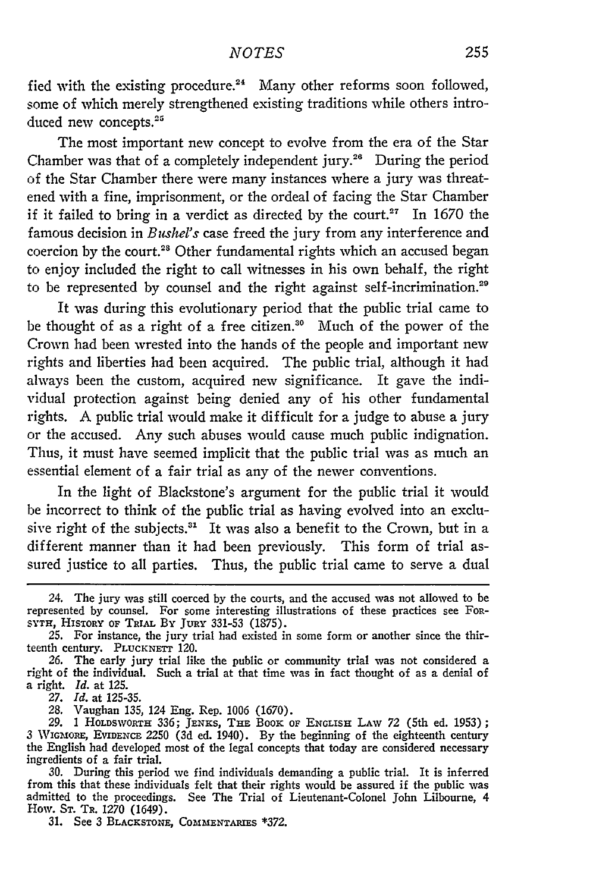fied with the existing procedure.[24] Many other reforms soon followed, some of which merely strengthened existing traditions while others introduced new concepts.[25]

The most important new concept to evolve from the era of the Star Chamber was that of a completely independent jury.[26] During the period of the Star Chamber there were many instances where a jury was threatened with a fine, imprisonment, or the ordeal of facing the Star Chamber if it failed to bring in a verdict as directed by the court.[27] In 1670 the famous decision in *Bushel's* case freed the jury from any interference and coercion by the court.[28] Other fundamental rights which an accused began to enjoy included the right to call witnesses in his own behalf, the right to be represented by counsel and the right against self-incrimination.[29]

It was during this evolutionary period that the public trial came to be thought of as a right of a free citizen.[30] Much of the power of the Crown had been wrested into the hands of the people and important new rights and liberties had been acquired. The public trial, although it had always been the custom, acquired new significance. It gave the individual protection against being denied any of his other fundamental rights. A public trial would make it difficult for a judge to abuse a jury or the accused. Any such abuses would cause much public indignation. Thus, it must have seemed implicit that the public trial was as much an essential element of a fair trial as any of the newer conventions.

In the light of Blackstone's argument for the public trial it would be incorrect to think of the public trial as having evolved into an exclusive right of the subjects.[31] It was also a benefit to the Crown, but in a different manner than it had been previously. This form of trial assured justice to all parties. Thus, the public trial came to serve a dual

---

24. The jury was still coerced by the courts, and the accused was not allowed to be represented by counsel. For some interesting illustrations of these practices see FORSYTH, HISTORY OF TRIAL BY JURY 331-53 (1875).

25. For instance, the jury trial had existed in some form or another since the thirteenth century. PLUCKNETT 120.

26. The early jury trial like the public or community trial was not considered a right of the individual. Such a trial at that time was in fact thought of as a denial of a right. *Id.* at 125.

27. *Id.* at 125-35.

28. Vaughan 135, 124 Eng. Rep. 1006 (1670).

29. 1 HOLDSWORTH 336; JENKS, THE BOOK OF ENGLISH LAW 72 (5th ed. 1953); 3 WIGMORE, EVIDENCE 2250 (3d ed. 1940). By the beginning of the eighteenth century the English had developed most of the legal concepts that today are considered necessary ingredients of a fair trial.

30. During this period we find individuals demanding a public trial. It is inferred from this that these individuals felt that their rights would be assured if the public was admitted to the proceedings. See The Trial of Lieutenant-Colonel John Lilbourne, 4 How. St. Tr. 1270 (1649).

31. See 3 BLACKSTONE, COMMENTARIES *372.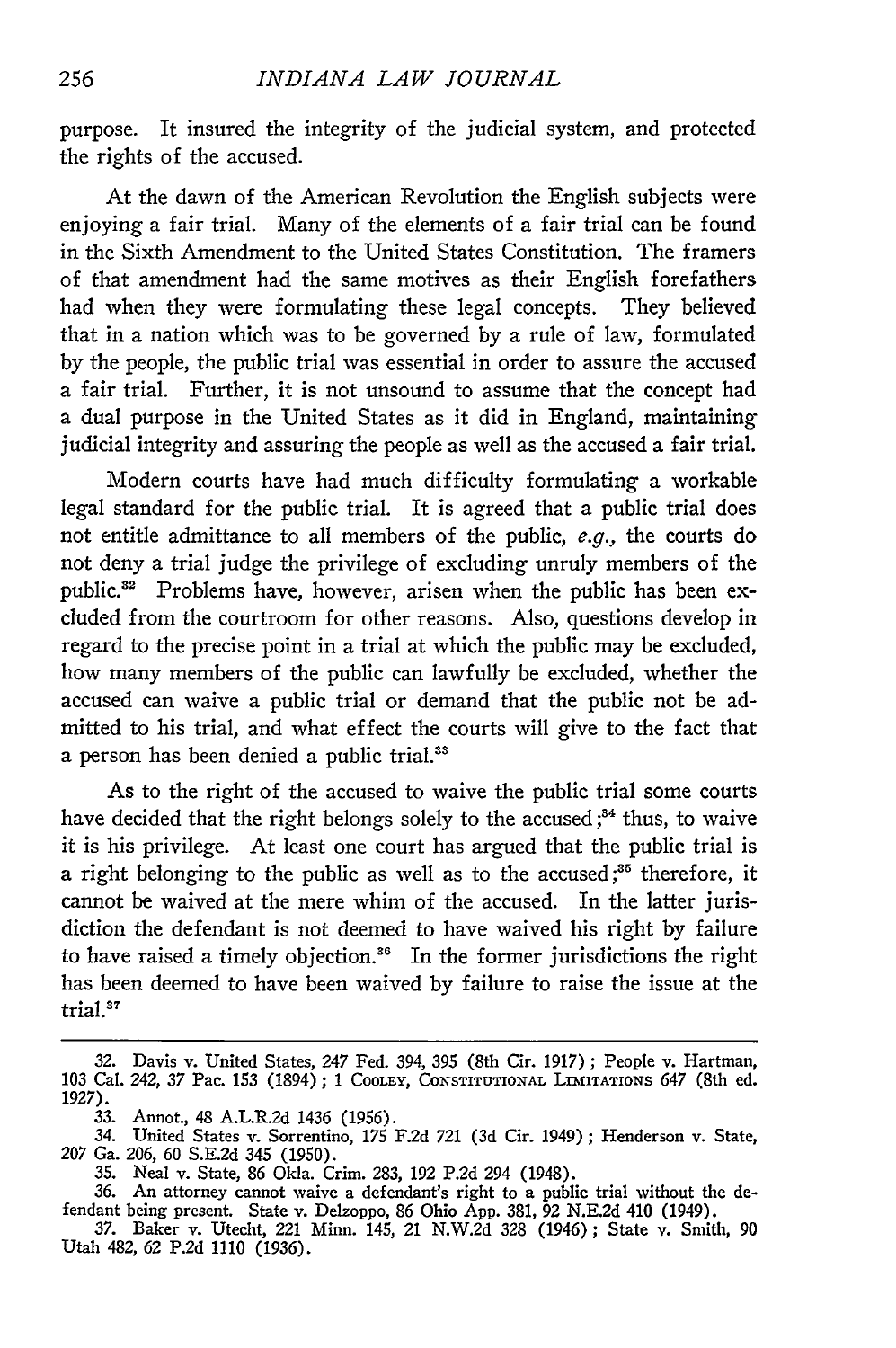purpose. It insured the integrity of the judicial system, and protected the rights of the accused.

At the dawn of the American Revolution the English subjects were enjoying a fair trial. Many of the elements of a fair trial can be found in the Sixth Amendment to the United States Constitution. The framers of that amendment had the same motives as their English forefathers had when they were formulating these legal concepts. They believed that in a nation which was to be governed by a rule of law, formulated by the people, the public trial was essential in order to assure the accused a fair trial. Further, it is not unsound to assume that the concept had a dual purpose in the United States as it did in England, maintaining judicial integrity and assuring the people as well as the accused a fair trial.

Modern courts have had much difficulty formulating a workable legal standard for the public trial. It is agreed that a public trial does not entitle admittance to all members of the public, *e.g.*, the courts do not deny a trial judge the privilege of excluding unruly members of the public.[32] Problems have, however, arisen when the public has been excluded from the courtroom for other reasons. Also, questions develop in regard to the precise point in a trial at which the public may be excluded, how many members of the public can lawfully be excluded, whether the accused can waive a public trial or demand that the public not be admitted to his trial, and what effect the courts will give to the fact that a person has been denied a public trial.[33]

As to the right of the accused to waive the public trial some courts have decided that the right belongs solely to the accused;[34] thus, to waive it is his privilege. At least one court has argued that the public trial is a right belonging to the public as well as to the accused;[35] therefore, it cannot be waived at the mere whim of the accused. In the latter jurisdiction the defendant is not deemed to have waived his right by failure to have raised a timely objection.[36] In the former jurisdictions the right has been deemed to have been waived by failure to raise the issue at the trial.[37]

---

32. Davis v. United States, 247 Fed. 394, 395 (8th Cir. 1917); People v. Hartman, 103 Cal. 242, 37 Pac. 153 (1894); 1 COOLEY, CONSTITUTIONAL LIMITATIONS 647 (8th ed. 1927).

33. Annot., 48 A.L.R.2d 1436 (1956).

34. United States v. Sorrentino, 175 F.2d 721 (3d Cir. 1949); Henderson v. State, 207 Ga. 206, 60 S.E.2d 345 (1950).

35. Neal v. State, 86 Okla. Crim. 283, 192 P.2d 294 (1948).

36. An attorney cannot waive a defendant's right to a public trial without the defendant being present. State v. Delzoppo, 86 Ohio App. 381, 92 N.E.2d 410 (1949).

37. Baker v. Utecht, 221 Minn. 145, 21 N.W.2d 328 (1946); State v. Smith, 90 Utah 482, 62 P.2d 1110 (1936).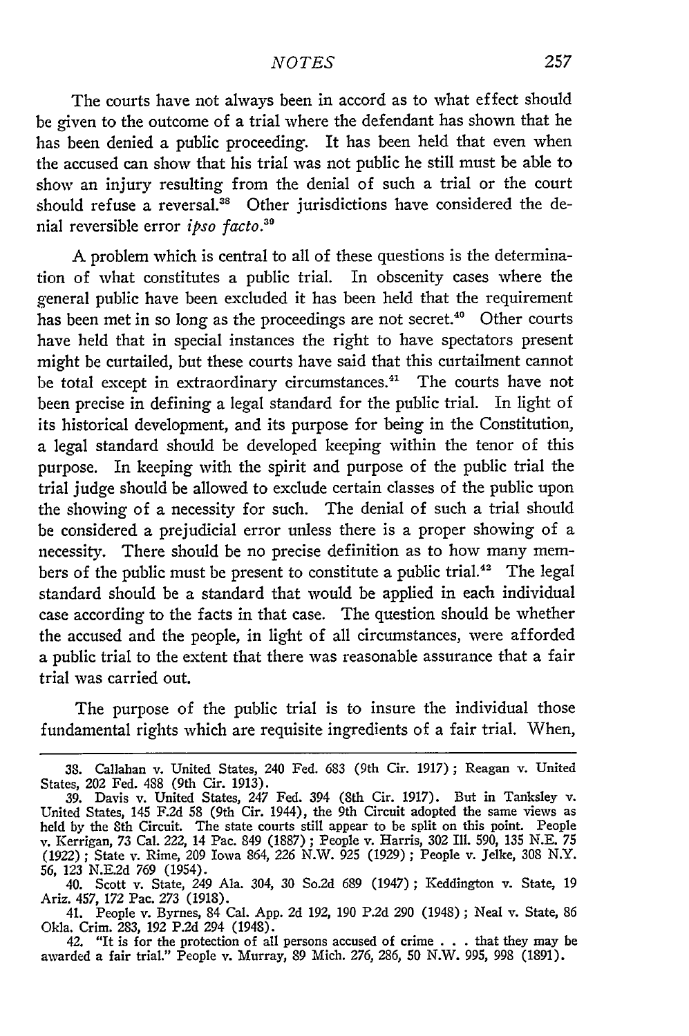The courts have not always been in accord as to what effect should be given to the outcome of a trial where the defendant has shown that he has been denied a public proceeding. It has been held that even when the accused can show that his trial was not public he still must be able to show an injury resulting from the denial of such a trial or the court should refuse a reversal.[38] Other jurisdictions have considered the denial reversible error *ipso facto*.[39]

A problem which is central to all of these questions is the determination of what constitutes a public trial. In obscenity cases where the general public have been excluded it has been held that the requirement has been met in so long as the proceedings are not secret.[40] Other courts have held that in special instances the right to have spectators present might be curtailed, but these courts have said that this curtailment cannot be total except in extraordinary circumstances.[41] The courts have not been precise in defining a legal standard for the public trial. In light of its historical development, and its purpose for being in the Constitution, a legal standard should be developed keeping within the tenor of this purpose. In keeping with the spirit and purpose of the public trial the trial judge should be allowed to exclude certain classes of the public upon the showing of a necessity for such. The denial of such a trial should be considered a prejudicial error unless there is a proper showing of a necessity. There should be no precise definition as to how many members of the public must be present to constitute a public trial.[42] The legal standard should be a standard that would be applied in each individual case according to the facts in that case. The question should be whether the accused and the people, in light of all circumstances, were afforded a public trial to the extent that there was reasonable assurance that a fair trial was carried out.

The purpose of the public trial is to insure the individual those fundamental rights which are requisite ingredients of a fair trial. When,

---

38. Callahan v. United States, 240 Fed. 683 (9th Cir. 1917); Reagan v. United States, 202 Fed. 488 (9th Cir. 1913).

39. Davis v. United States, 247 Fed. 394 (8th Cir. 1917). But in Tanksley v. United States, 145 F.2d 58 (9th Cir. 1944), the 9th Circuit adopted the same views as held by the 8th Circuit. The state courts still appear to be split on this point. People v. Kerrigan, 73 Cal. 222, 14 Pac. 849 (1887); People v. Harris, 302 Ill. 590, 135 N.E. 75 (1922); State v. Rime, 209 Iowa 864, 226 N.W. 925 (1929); People v. Jelke, 308 N.Y. 56, 123 N.E.2d 769 (1954).

40. Scott v. State, 249 Ala. 304, 30 So.2d 689 (1947); Keddington v. State, 19 Ariz. 457, 172 Pac. 273 (1918).

41. People v. Byrnes, 84 Cal. App. 2d 192, 190 P.2d 290 (1948); Neal v. State, 86 Okla. Crim. 283, 192 P.2d 294 (1948).

42. "It is for the protection of all persons accused of crime . . . that they may be awarded a fair trial." People v. Murray, 89 Mich. 276, 286, 50 N.W. 995, 998 (1891).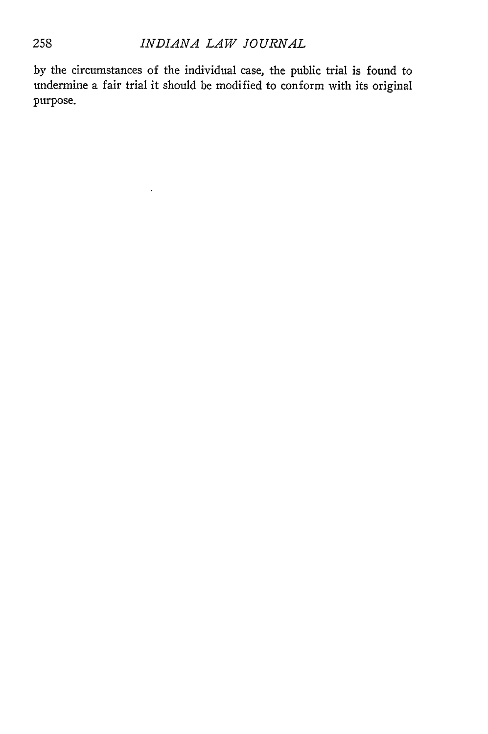by the circumstances of the individual case, the public trial is found to undermine a fair trial it should be modified to conform with its original purpose.